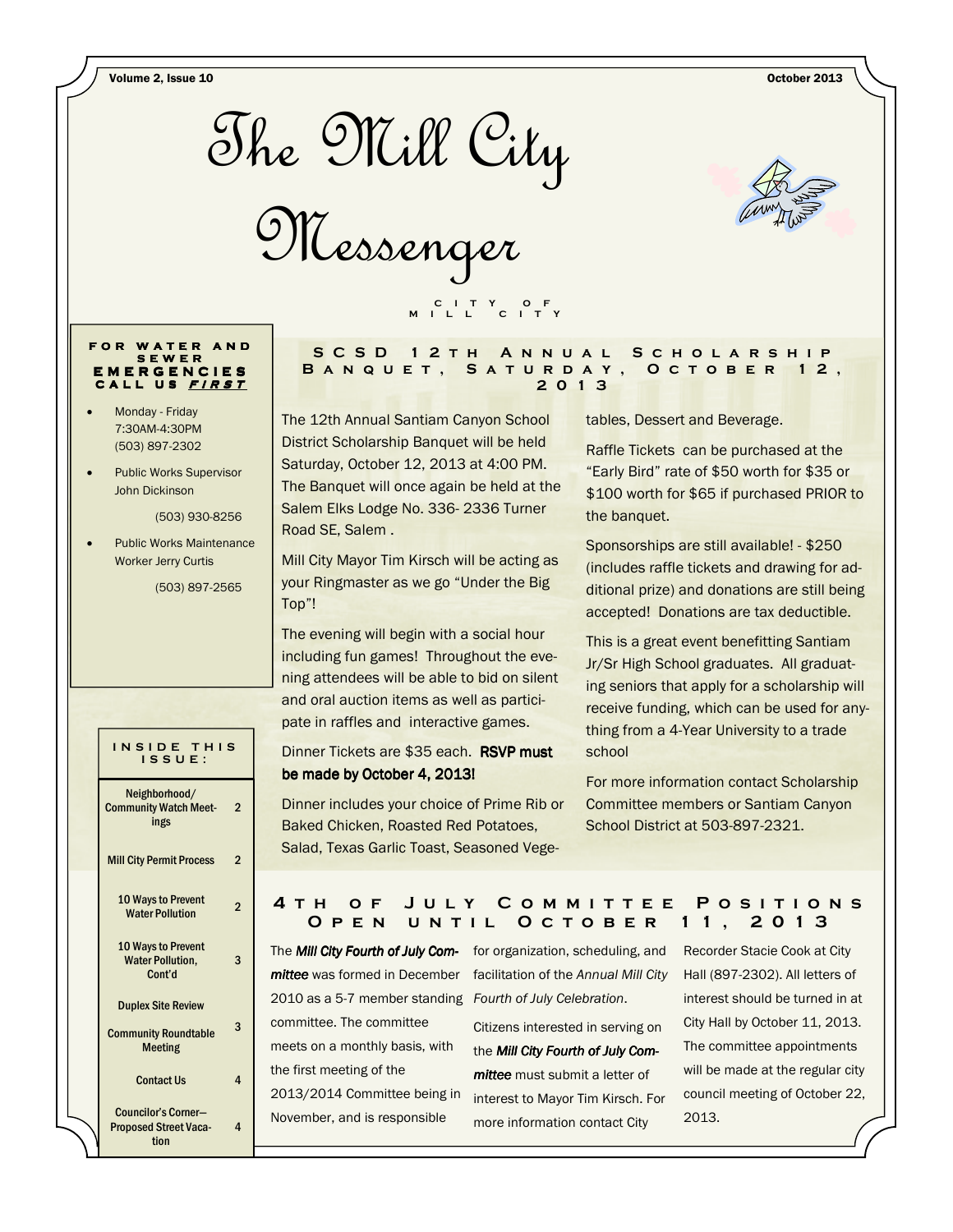# The Mill City Messenger

City of Mill City

Volume 2, Issue 10 — October 2013

**FOR WATER AND SEWER EMERGENCIES CALL US *FIRST***

- Monday - Friday 7:30AM-4:30PM (503) 897-2302
- Public Works Supervisor John Dickinson (503) 930-8256
- Public Works Maintenance Worker Jerry Curtis (503) 897-2565

**INSIDE THIS ISSUE:**

| | |
|---|---|
| Neighborhood/ Community Watch Meetings | 2 |
| Mill City Permit Process | 2 |
| 10 Ways to Prevent Water Pollution | 2 |
| 10 Ways to Prevent Water Pollution, Cont'd | 3 |
| Duplex Site Review | |
| Community Roundtable Meeting | 3 |
| Contact Us | 4 |
| Councilor's Corner—Proposed Street Vacation | 4 |

## SCSD 12th Annual Scholarship Banquet, Saturday, October 12, 2013

The 12th Annual Santiam Canyon School District Scholarship Banquet will be held Saturday, October 12, 2013 at 4:00 PM. The Banquet will once again be held at the Salem Elks Lodge No. 336- 2336 Turner Road SE, Salem .

Mill City Mayor Tim Kirsch will be acting as your Ringmaster as we go "Under the Big Top"!

The evening will begin with a social hour including fun games! Throughout the evening attendees will be able to bid on silent and oral auction items as well as participate in raffles and interactive games.

Dinner Tickets are $35 each. **RSVP must be made by October 4, 2013!**

Dinner includes your choice of Prime Rib or Baked Chicken, Roasted Red Potatoes, Salad, Texas Garlic Toast, Seasoned Vegetables, Dessert and Beverage.

Raffle Tickets can be purchased at the "Early Bird" rate of $50 worth for $35 or $100 worth for $65 if purchased PRIOR to the banquet.

Sponsorships are still available! - $250 (includes raffle tickets and drawing for additional prize) and donations are still being accepted! Donations are tax deductible.

This is a great event benefitting Santiam Jr/Sr High School graduates. All graduating seniors that apply for a scholarship will receive funding, which can be used for anything from a 4-Year University to a trade school

For more information contact Scholarship Committee members or Santiam Canyon School District at 503-897-2321.

## 4th of July Committee Positions Open until October 11, 2013

The ***Mill City Fourth of July Committee*** was formed in December 2010 as a 5-7 member standing committee. The committee meets on a monthly basis, with the first meeting of the 2013/2014 Committee being in November, and is responsible for organization, scheduling, and facilitation of the *Annual Mill City Fourth of July Celebration*.

Citizens interested in serving on the ***Mill City Fourth of July Committee*** must submit a letter of interest to Mayor Tim Kirsch. For more information contact City Recorder Stacie Cook at City Hall (897-2302). All letters of interest should be turned in at City Hall by October 11, 2013. The committee appointments will be made at the regular city council meeting of October 22, 2013.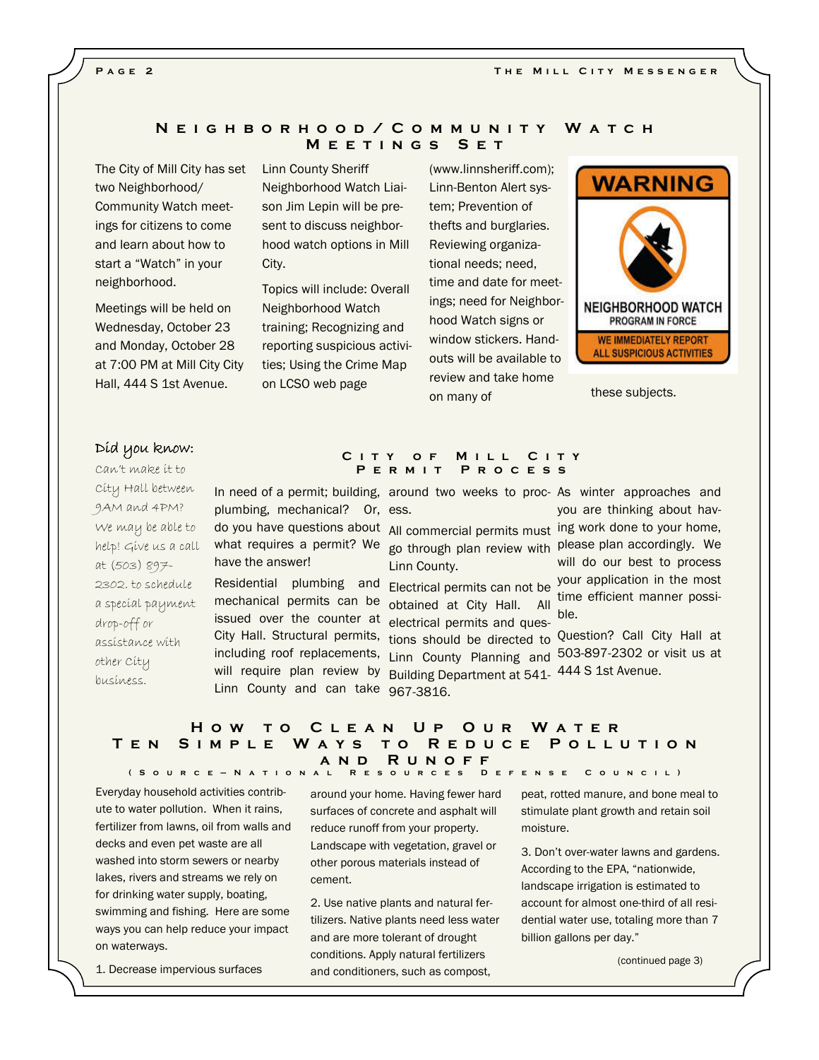## Neighborhood/Community Watch Meetings Set

The City of Mill City has set two Neighborhood/ Community Watch meetings for citizens to come and learn about how to start a "Watch" in your neighborhood.

Meetings will be held on Wednesday, October 23 and Monday, October 28 at 7:00 PM at Mill City City Hall, 444 S 1st Avenue.

Linn County Sheriff Neighborhood Watch Liaison Jim Lepin will be present to discuss neighborhood watch options in Mill City.

Topics will include: Overall Neighborhood Watch training; Recognizing and reporting suspicious activities; Using the Crime Map on LCSO web page (www.linnsheriff.com); Linn-Benton Alert system; Prevention of thefts and burglaries. Reviewing organizational needs; need, time and date for meetings; need for Neighborhood Watch signs or window stickers. Handouts will be available to review and take home on many of these subjects.

WARNING

NEIGHBORHOOD WATCH
PROGRAM IN FORCE

WE IMMEDIATELY REPORT ALL SUSPICIOUS ACTIVITIES

### Did you know:

Can't make it to City Hall between 9AM and 4PM? We may be able to help! Give us a call at (503) 897-2302. to schedule a special payment drop-off or assistance with other City business.

## City of Mill City Permit Process

In need of a permit; building, plumbing, mechanical? Or, do you have questions about what requires a permit? We have the answer!

Residential plumbing and mechanical permits can be issued over the counter at City Hall. Structural permits, including roof replacements, will require plan review by Linn County and can take around two weeks to process.

All commercial permits must go through plan review with Linn County.

Electrical permits can not be obtained at City Hall. All electrical permits and questions should be directed to Linn County Planning and Building Department at 541-967-3816.

As winter approaches and you are thinking about having work done to your home, please plan accordingly. We will do our best to process your application in the most time efficient manner possible.

Question? Call City Hall at 503-897-2302 or visit us at 444 S 1st Avenue.

## How to Clean Up Our Water
## Ten Simple Ways to Reduce Pollution and Runoff

(Source—National Resources Defense Council)

Everyday household activities contribute to water pollution. When it rains, fertilizer from lawns, oil from walls and decks and even pet waste are all washed into storm sewers or nearby lakes, rivers and streams we rely on for drinking water supply, boating, swimming and fishing. Here are some ways you can help reduce your impact on waterways.

1. Decrease impervious surfaces around your home. Having fewer hard surfaces of concrete and asphalt will reduce runoff from your property. Landscape with vegetation, gravel or other porous materials instead of cement.

2. Use native plants and natural fertilizers. Native plants need less water and are more tolerant of drought conditions. Apply natural fertilizers and conditioners, such as compost, peat, rotted manure, and bone meal to stimulate plant growth and retain soil moisture.

3. Don't over-water lawns and gardens. According to the EPA, "nationwide, landscape irrigation is estimated to account for almost one-third of all residential water use, totaling more than 7 billion gallons per day."

(continued page 3)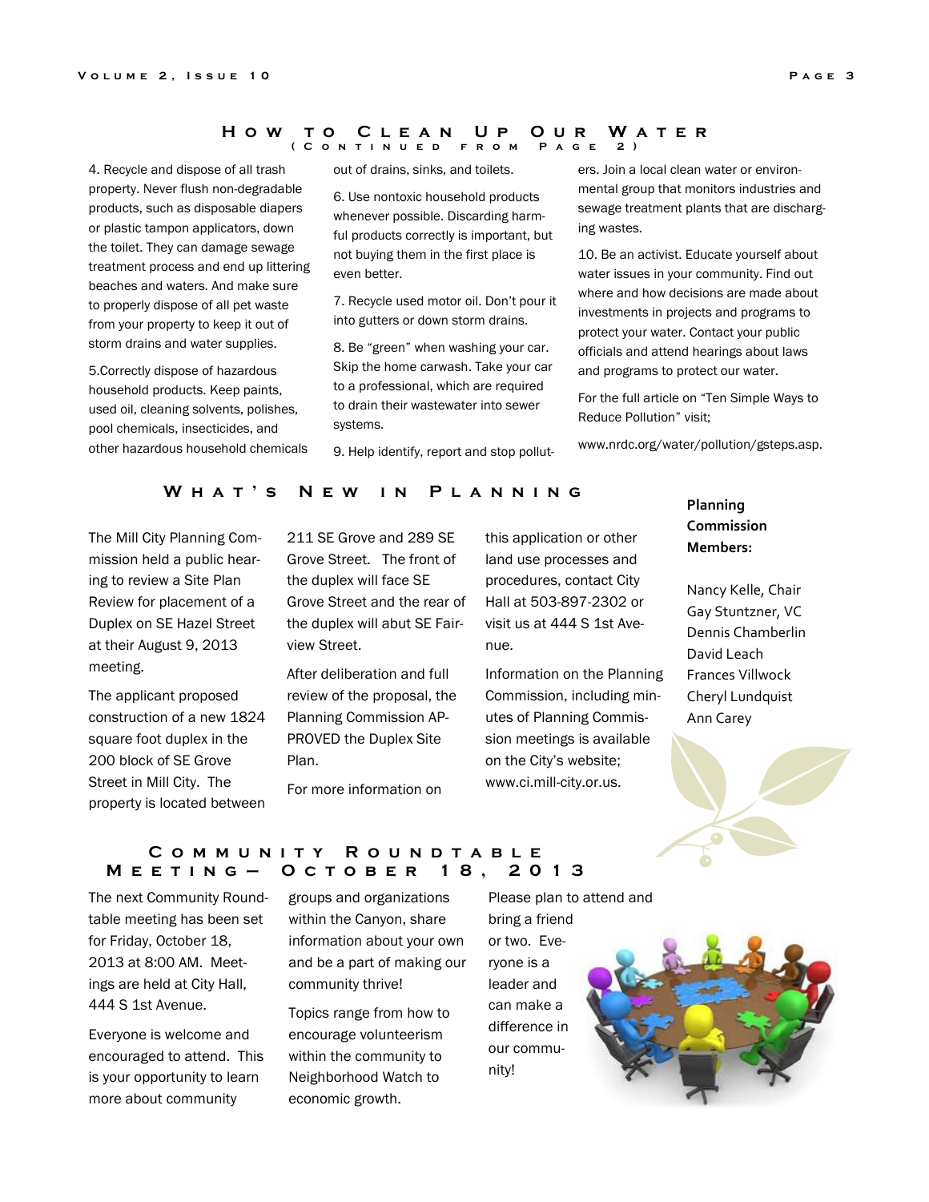## How to Clean Up Our Water
### (Continued from Page 2)

4. Recycle and dispose of all trash property. Never flush non-degradable products, such as disposable diapers or plastic tampon applicators, down the toilet. They can damage sewage treatment process and end up littering beaches and waters. And make sure to properly dispose of all pet waste from your property to keep it out of storm drains and water supplies.

5.Correctly dispose of hazardous household products. Keep paints, used oil, cleaning solvents, polishes, pool chemicals, insecticides, and other hazardous household chemicals out of drains, sinks, and toilets.

6. Use nontoxic household products whenever possible. Discarding harmful products correctly is important, but not buying them in the first place is even better.

7. Recycle used motor oil. Don't pour it into gutters or down storm drains.

8. Be "green" when washing your car. Skip the home carwash. Take your car to a professional, which are required to drain their wastewater into sewer systems.

9. Help identify, report and stop polluters. Join a local clean water or environmental group that monitors industries and sewage treatment plants that are discharging wastes.

10. Be an activist. Educate yourself about water issues in your community. Find out where and how decisions are made about investments in projects and programs to protect your water. Contact your public officials and attend hearings about laws and programs to protect our water.

For the full article on "Ten Simple Ways to Reduce Pollution" visit;

www.nrdc.org/water/pollution/gsteps.asp.

## What's New in Planning

The Mill City Planning Commission held a public hearing to review a Site Plan Review for placement of a Duplex on SE Hazel Street at their August 9, 2013 meeting.

The applicant proposed construction of a new 1824 square foot duplex in the 200 block of SE Grove Street in Mill City. The property is located between 211 SE Grove and 289 SE Grove Street. The front of the duplex will face SE Grove Street and the rear of the duplex will abut SE Fairview Street.

After deliberation and full review of the proposal, the Planning Commission APPROVED the Duplex Site Plan.

For more information on this application or other land use processes and procedures, contact City Hall at 503-897-2302 or visit us at 444 S 1st Avenue.

Information on the Planning Commission, including minutes of Planning Commission meetings is available on the City's website; www.ci.mill-city.or.us.

**Planning Commission Members:**

Nancy Kelle, Chair
Gay Stuntzner, VC
Dennis Chamberlin
David Leach
Frances Villwock
Cheryl Lundquist
Ann Carey

## Community Roundtable Meeting— October 18, 2013

The next Community Roundtable meeting has been set for Friday, October 18, 2013 at 8:00 AM. Meetings are held at City Hall, 444 S 1st Avenue.

Everyone is welcome and encouraged to attend. This is your opportunity to learn more about community groups and organizations within the Canyon, share information about your own and be a part of making our community thrive!

Topics range from how to encourage volunteerism within the community to Neighborhood Watch to economic growth.

Please plan to attend and bring a friend or two. Everyone is a leader and can make a difference in our community!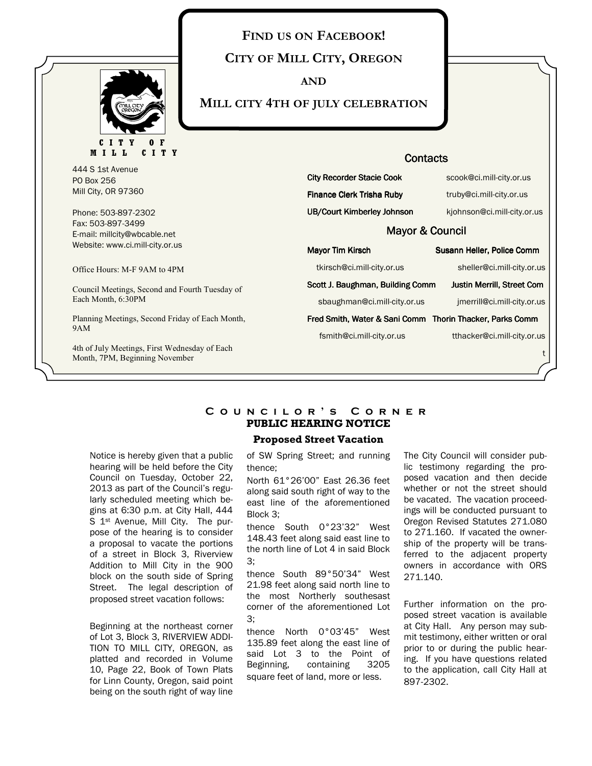**FIND US ON FACEBOOK!**

**CITY OF MILL CITY, OREGON**

**AND**

**MILL CITY 4TH OF JULY CELEBRATION**

CITY OF MILL CITY

444 S 1st Avenue
PO Box 256
Mill City, OR 97360

Phone: 503-897-2302
Fax: 503-897-3499
E-mail: millcity@wbcable.net
Website: www.ci.mill-city.or.us

Office Hours: M-F 9AM to 4PM

Council Meetings, Second and Fourth Tuesday of Each Month, 6:30PM

Planning Meetings, Second Friday of Each Month, 9AM

4th of July Meetings, First Wednesday of Each Month, 7PM, Beginning November

## Contacts

| | |
|---|---|
| City Recorder Stacie Cook | scook@ci.mill-city.or.us |
| Finance Clerk Trisha Ruby | truby@ci.mill-city.or.us |
| UB/Court Kimberley Johnson | kjohnson@ci.mill-city.or.us |

## Mayor & Council

| | |
|---|---|
| Mayor Tim Kirsch | Susann Heller, Police Comm |
| tkirsch@ci.mill-city.or.us | sheller@ci.mill-city.or.us |
| Scott J. Baughman, Building Comm | Justin Merrill, Street Com |
| sbaughman@ci.mill-city.or.us | jmerrill@ci.mill-city.or.us |
| Fred Smith, Water & Sani Comm | Thorin Thacker, Parks Comm |
| fsmith@ci.mill-city.or.us | tthacker@ci.mill-city.or.us |

t

# COUNCILOR'S CORNER

## PUBLIC HEARING NOTICE

### Proposed Street Vacation

Notice is hereby given that a public hearing will be held before the City Council on Tuesday, October 22, 2013 as part of the Council's regularly scheduled meeting which begins at 6:30 p.m. at City Hall, 444 S 1st Avenue, Mill City. The purpose of the hearing is to consider a proposal to vacate the portions of a street in Block 3, Riverview Addition to Mill City in the 900 block on the south side of Spring Street. The legal description of proposed street vacation follows:

Beginning at the northeast corner of Lot 3, Block 3, RIVERVIEW ADDITION TO MILL CITY, OREGON, as platted and recorded in Volume 10, Page 22, Book of Town Plats for Linn County, Oregon, said point being on the south right of way line of SW Spring Street; and running thence;

North 61°26'00" East 26.36 feet along said south right of way to the east line of the aforementioned Block 3;

thence South 0°23'32" West 148.43 feet along said east line to the north line of Lot 4 in said Block 3;

thence South 89°50'34" West 21.98 feet along said north line to the most Northerly southesast corner of the aforementioned Lot 3;

thence North 0°03'45" West 135.89 feet along the east line of said Lot 3 to the Point of Beginning, containing 3205 square feet of land, more or less.

The City Council will consider public testimony regarding the proposed vacation and then decide whether or not the street should be vacated. The vacation proceedings will be conducted pursuant to Oregon Revised Statutes 271.080 to 271.160. If vacated the ownership of the property will be transferred to the adjacent property owners in accordance with ORS 271.140.

Further information on the proposed street vacation is available at City Hall. Any person may submit testimony, either written or oral prior to or during the public hearing. If you have questions related to the application, call City Hall at 897-2302.